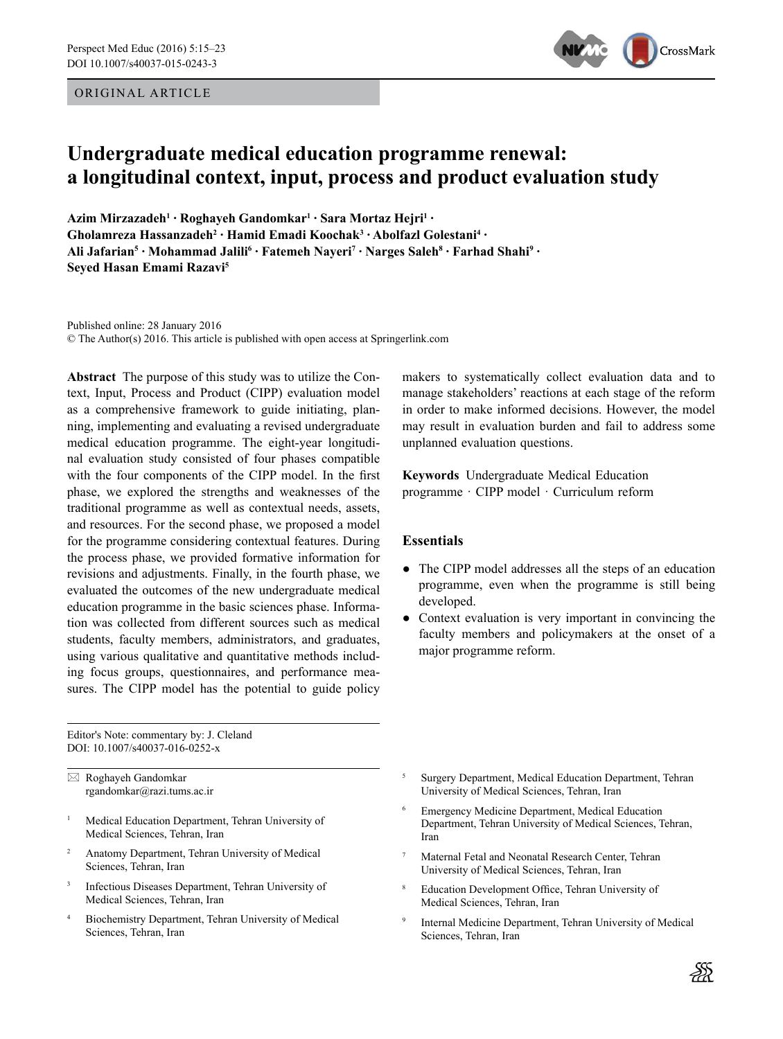ORIGINAL ARTICLE

# Undergraduate medical education programme renewal: a longitudinal context, input, process and product evaluation study

**Azim Mirzazadeh[1] · Roghayeh Gandomkar[1] · Sara Mortaz Hejri[1] · Gholamreza Hassanzadeh[2] · Hamid Emadi Koochak[3] · Abolfazl Golestani[4] · Ali Jafarian[5] · Mohammad Jalili[6] · Fatemeh Nayeri[7] · Narges Saleh[8] · Farhad Shahi[9] · Seyed Hasan Emami Razavi[5]**

Published online: 28 January 2016
© The Author(s) 2016. This article is published with open access at Springerlink.com

**Abstract** The purpose of this study was to utilize the Context, Input, Process and Product (CIPP) evaluation model as a comprehensive framework to guide initiating, planning, implementing and evaluating a revised undergraduate medical education programme. The eight-year longitudinal evaluation study consisted of four phases compatible with the four components of the CIPP model. In the first phase, we explored the strengths and weaknesses of the traditional programme as well as contextual needs, assets, and resources. For the second phase, we proposed a model for the programme considering contextual features. During the process phase, we provided formative information for revisions and adjustments. Finally, in the fourth phase, we evaluated the outcomes of the new undergraduate medical education programme in the basic sciences phase. Information was collected from different sources such as medical students, faculty members, administrators, and graduates, using various qualitative and quantitative methods including focus groups, questionnaires, and performance measures. The CIPP model has the potential to guide policy makers to systematically collect evaluation data and to manage stakeholders' reactions at each stage of the reform in order to make informed decisions. However, the model may result in evaluation burden and fail to address some unplanned evaluation questions.

**Keywords** Undergraduate Medical Education programme · CIPP model · Curriculum reform

## Essentials

- The CIPP model addresses all the steps of an education programme, even when the programme is still being developed.
- Context evaluation is very important in convincing the faculty members and policymakers at the onset of a major programme reform.

Editor's Note: commentary by: J. Cleland
DOI: 10.1007/s40037-016-0252-x

✉ Roghayeh Gandomkar
rgandomkar@razi.tums.ac.ir

[1] Medical Education Department, Tehran University of Medical Sciences, Tehran, Iran

[2] Anatomy Department, Tehran University of Medical Sciences, Tehran, Iran

[3] Infectious Diseases Department, Tehran University of Medical Sciences, Tehran, Iran

[4] Biochemistry Department, Tehran University of Medical Sciences, Tehran, Iran

[5] Surgery Department, Medical Education Department, Tehran University of Medical Sciences, Tehran, Iran

[6] Emergency Medicine Department, Medical Education Department, Tehran University of Medical Sciences, Tehran, Iran

[7] Maternal Fetal and Neonatal Research Center, Tehran University of Medical Sciences, Tehran, Iran

[8] Education Development Office, Tehran University of Medical Sciences, Tehran, Iran

[9] Internal Medicine Department, Tehran University of Medical Sciences, Tehran, Iran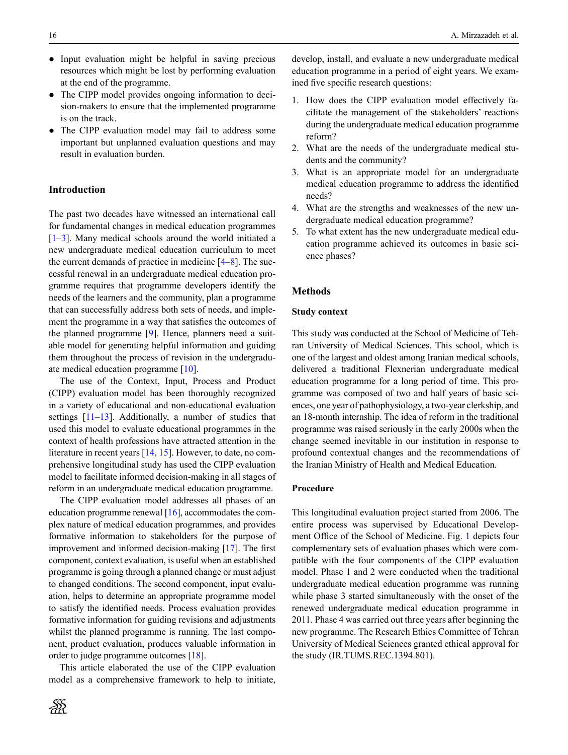- Input evaluation might be helpful in saving precious resources which might be lost by performing evaluation at the end of the programme.
- The CIPP model provides ongoing information to decision-makers to ensure that the implemented programme is on the track.
- The CIPP evaluation model may fail to address some important but unplanned evaluation questions and may result in evaluation burden.

## Introduction

The past two decades have witnessed an international call for fundamental changes in medical education programmes [1–3]. Many medical schools around the world initiated a new undergraduate medical education curriculum to meet the current demands of practice in medicine [4–8]. The successful renewal in an undergraduate medical education programme requires that programme developers identify the needs of the learners and the community, plan a programme that can successfully address both sets of needs, and implement the programme in a way that satisfies the outcomes of the planned programme [9]. Hence, planners need a suitable model for generating helpful information and guiding them throughout the process of revision in the undergraduate medical education programme [10].

The use of the Context, Input, Process and Product (CIPP) evaluation model has been thoroughly recognized in a variety of educational and non-educational evaluation settings [11–13]. Additionally, a number of studies that used this model to evaluate educational programmes in the context of health professions have attracted attention in the literature in recent years [14, 15]. However, to date, no comprehensive longitudinal study has used the CIPP evaluation model to facilitate informed decision-making in all stages of reform in an undergraduate medical education programme.

The CIPP evaluation model addresses all phases of an education programme renewal [16], accommodates the complex nature of medical education programmes, and provides formative information to stakeholders for the purpose of improvement and informed decision-making [17]. The first component, context evaluation, is useful when an established programme is going through a planned change or must adjust to changed conditions. The second component, input evaluation, helps to determine an appropriate programme model to satisfy the identified needs. Process evaluation provides formative information for guiding revisions and adjustments whilst the planned programme is running. The last component, product evaluation, produces valuable information in order to judge programme outcomes [18].

This article elaborated the use of the CIPP evaluation model as a comprehensive framework to help to initiate, develop, install, and evaluate a new undergraduate medical education programme in a period of eight years. We examined five specific research questions:

1. How does the CIPP evaluation model effectively facilitate the management of the stakeholders' reactions during the undergraduate medical education programme reform?
2. What are the needs of the undergraduate medical students and the community?
3. What is an appropriate model for an undergraduate medical education programme to address the identified needs?
4. What are the strengths and weaknesses of the new undergraduate medical education programme?
5. To what extent has the new undergraduate medical education programme achieved its outcomes in basic science phases?

## Methods

### Study context

This study was conducted at the School of Medicine of Tehran University of Medical Sciences. This school, which is one of the largest and oldest among Iranian medical schools, delivered a traditional Flexnerian undergraduate medical education programme for a long period of time. This programme was composed of two and half years of basic sciences, one year of pathophysiology, a two-year clerkship, and an 18-month internship. The idea of reform in the traditional programme was raised seriously in the early 2000s when the change seemed inevitable in our institution in response to profound contextual changes and the recommendations of the Iranian Ministry of Health and Medical Education.

### Procedure

This longitudinal evaluation project started from 2006. The entire process was supervised by Educational Development Office of the School of Medicine. Fig. 1 depicts four complementary sets of evaluation phases which were compatible with the four components of the CIPP evaluation model. Phase 1 and 2 were conducted when the traditional undergraduate medical education programme was running while phase 3 started simultaneously with the onset of the renewed undergraduate medical education programme in 2011. Phase 4 was carried out three years after beginning the new programme. The Research Ethics Committee of Tehran University of Medical Sciences granted ethical approval for the study (IR.TUMS.REC.1394.801).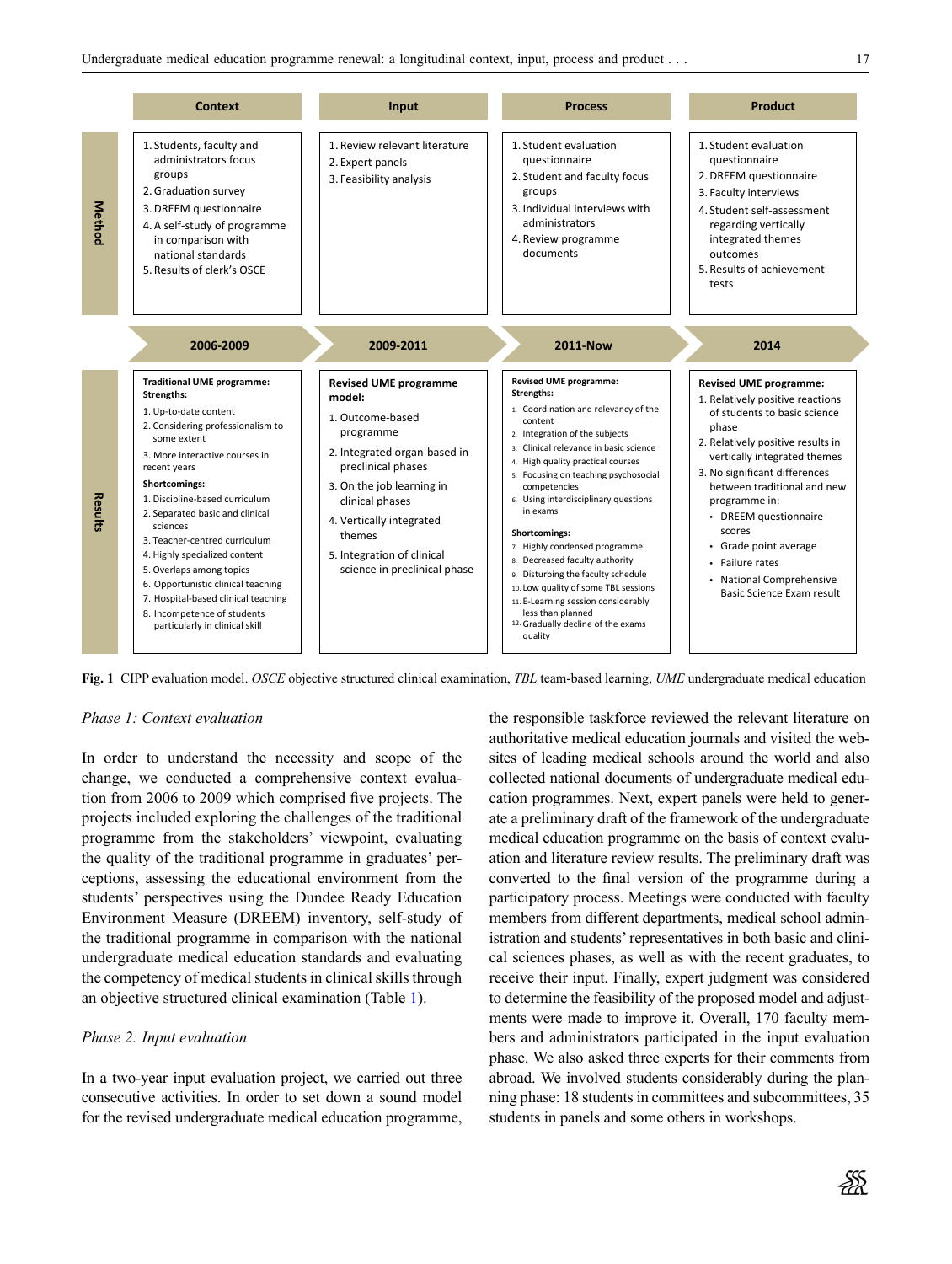| | Context | Input | Process | Product |
|---|---|---|---|---|
| **Method** | 1. Students, faculty and administrators focus groups<br>2. Graduation survey<br>3. DREEM questionnaire<br>4. A self-study of programme in comparison with national standards<br>5. Results of clerk's OSCE | 1. Review relevant literature<br>2. Expert panels<br>3. Feasibility analysis | 1. Student evaluation questionnaire<br>2. Student and faculty focus groups<br>3. Individual interviews with administrators<br>4. Review programme documents | 1. Student evaluation questionnaire<br>2. DREEM questionnaire<br>3. Faculty interviews<br>4. Student self-assessment regarding vertically integrated themes outcomes<br>5. Results of achievement tests |
| | **2006-2009** | **2009-2011** | **2011-Now** | **2014** |
| **Results** | **Traditional UME programme:**<br>**Strengths:**<br>1. Up-to-date content<br>2. Considering professionalism to some extent<br>3. More interactive courses in recent years<br>**Shortcomings:**<br>1. Discipline-based curriculum<br>2. Separated basic and clinical sciences<br>3. Teacher-centred curriculum<br>4. Highly specialized content<br>5. Overlaps among topics<br>6. Opportunistic clinical teaching<br>7. Hospital-based clinical teaching<br>8. Incompetence of students particularly in clinical skill | **Revised UME programme model:**<br>1. Outcome-based programme<br>2. Integrated organ-based in preclinical phases<br>3. On the job learning in clinical phases<br>4. Vertically integrated themes<br>5. Integration of clinical science in preclinical phase | **Revised UME programme:**<br>**Strengths:**<br>1. Coordination and relevancy of the content<br>2. Integration of the subjects<br>3. Clinical relevance in basic science<br>4. High quality practical courses<br>5. Focusing on teaching psychosocial competencies<br>6. Using interdisciplinary questions in exams<br>**Shortcomings:**<br>7. Highly condensed programme<br>8. Decreased faculty authority<br>9. Disturbing the faculty schedule<br>10. Low quality of some TBL sessions<br>11. E-Learning session considerably less than planned<br>12. Gradually decline of the exams quality | **Revised UME programme:**<br>1. Relatively positive reactions of students to basic science phase<br>2. Relatively positive results in vertically integrated themes<br>3. No significant differences between traditional and new programme in:<br>• DREEM questionnaire scores<br>• Grade point average<br>• Failure rates<br>• National Comprehensive Basic Science Exam result |

**Fig. 1** CIPP evaluation model. *OSCE* objective structured clinical examination, *TBL* team-based learning, *UME* undergraduate medical education

### *Phase 1: Context evaluation*

In order to understand the necessity and scope of the change, we conducted a comprehensive context evaluation from 2006 to 2009 which comprised five projects. The projects included exploring the challenges of the traditional programme from the stakeholders' viewpoint, evaluating the quality of the traditional programme in graduates' perceptions, assessing the educational environment from the students' perspectives using the Dundee Ready Education Environment Measure (DREEM) inventory, self-study of the traditional programme in comparison with the national undergraduate medical education standards and evaluating the competency of medical students in clinical skills through an objective structured clinical examination (Table 1).

### *Phase 2: Input evaluation*

In a two-year input evaluation project, we carried out three consecutive activities. In order to set down a sound model for the revised undergraduate medical education programme, the responsible taskforce reviewed the relevant literature on authoritative medical education journals and visited the websites of leading medical schools around the world and also collected national documents of undergraduate medical education programmes. Next, expert panels were held to generate a preliminary draft of the framework of the undergraduate medical education programme on the basis of context evaluation and literature review results. The preliminary draft was converted to the final version of the programme during a participatory process. Meetings were conducted with faculty members from different departments, medical school administration and students' representatives in both basic and clinical sciences phases, as well as with the recent graduates, to receive their input. Finally, expert judgment was considered to determine the feasibility of the proposed model and adjustments were made to improve it. Overall, 170 faculty members and administrators participated in the input evaluation phase. We also asked three experts for their comments from abroad. We involved students considerably during the planning phase: 18 students in committees and subcommittees, 35 students in panels and some others in workshops.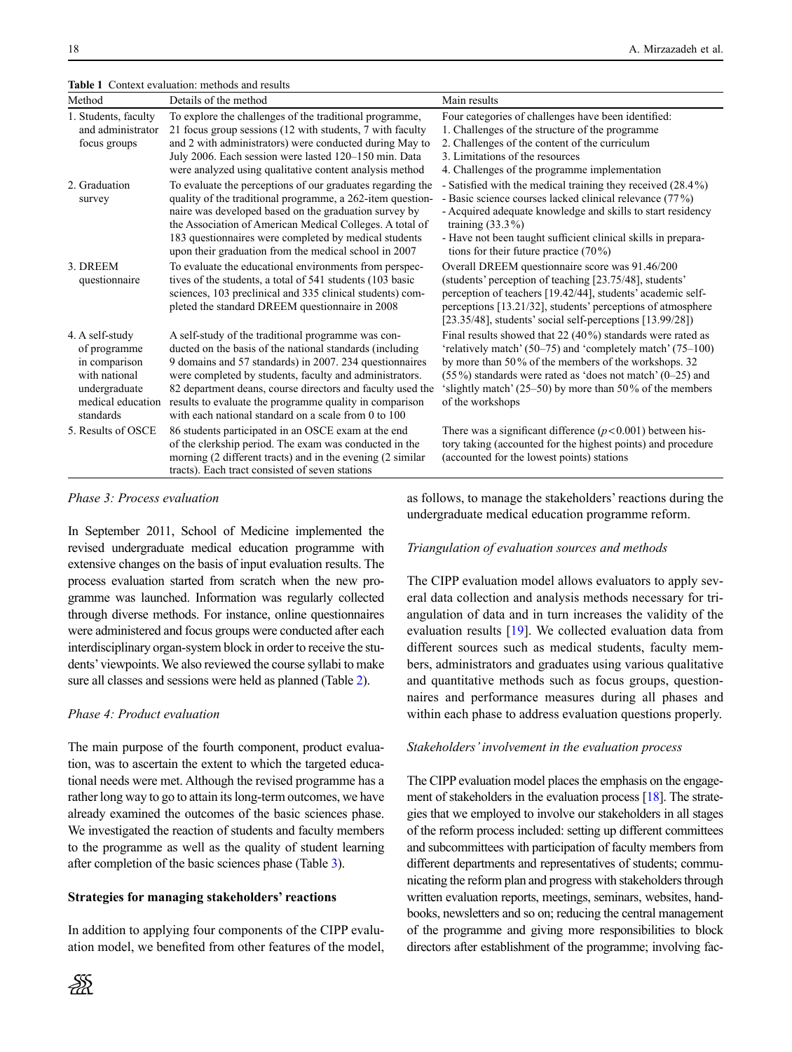**Table 1** Context evaluation: methods and results

| Method | Details of the method | Main results |
|---|---|---|
| 1. Students, faculty and administrator focus groups | To explore the challenges of the traditional programme, 21 focus group sessions (12 with students, 7 with faculty and 2 with administrators) were conducted during May to July 2006. Each session were lasted 120–150 min. Data were analyzed using qualitative content analysis method | Four categories of challenges have been identified:<br>1. Challenges of the structure of the programme<br>2. Challenges of the content of the curriculum<br>3. Limitations of the resources<br>4. Challenges of the programme implementation |
| 2. Graduation survey | To evaluate the perceptions of our graduates regarding the quality of the traditional programme, a 262-item questionnaire was developed based on the graduation survey by the Association of American Medical Colleges. A total of 183 questionnaires were completed by medical students upon their graduation from the medical school in 2007 | - Satisfied with the medical training they received (28.4%)<br>- Basic science courses lacked clinical relevance (77%)<br>- Acquired adequate knowledge and skills to start residency training (33.3%)<br>- Have not been taught sufficient clinical skills in preparations for their future practice (70%) |
| 3. DREEM questionnaire | To evaluate the educational environments from perspectives of the students, a total of 541 students (103 basic sciences, 103 preclinical and 335 clinical students) completed the standard DREEM questionnaire in 2008 | Overall DREEM questionnaire score was 91.46/200 (students' perception of teaching [23.75/48], students' perception of teachers [19.42/44], students' academic self-perceptions [13.21/32], students' perceptions of atmosphere [23.35/48], students' social self-perceptions [13.99/28]) |
| 4. A self-study of programme in comparison with national undergraduate medical education standards | A self-study of the traditional programme was conducted on the basis of the national standards (including 9 domains and 57 standards) in 2007. 234 questionnaires were completed by students, faculty and administrators. 82 department deans, course directors and faculty used the results to evaluate the programme quality in comparison with each national standard on a scale from 0 to 100 | Final results showed that 22 (40%) standards were rated as 'relatively match' (50–75) and 'completely match' (75–100) by more than 50% of the members of the workshops. 32 (55%) standards were rated as 'does not match' (0–25) and 'slightly match' (25–50) by more than 50% of the members of the workshops |
| 5. Results of OSCE | 86 students participated in an OSCE exam at the end of the clerkship period. The exam was conducted in the morning (2 different tracts) and in the evening (2 similar tracts). Each tract consisted of seven stations | There was a significant difference ($p<0.001$) between history taking (accounted for the highest points) and procedure (accounted for the lowest points) stations |

*Phase 3: Process evaluation*

In September 2011, School of Medicine implemented the revised undergraduate medical education programme with extensive changes on the basis of input evaluation results. The process evaluation started from scratch when the new programme was launched. Information was regularly collected through diverse methods. For instance, online questionnaires were administered and focus groups were conducted after each interdisciplinary organ-system block in order to receive the students' viewpoints. We also reviewed the course syllabi to make sure all classes and sessions were held as planned (Table 2).

*Phase 4: Product evaluation*

The main purpose of the fourth component, product evaluation, was to ascertain the extent to which the targeted educational needs were met. Although the revised programme has a rather long way to go to attain its long-term outcomes, we have already examined the outcomes of the basic sciences phase. We investigated the reaction of students and faculty members to the programme as well as the quality of student learning after completion of the basic sciences phase (Table 3).

**Strategies for managing stakeholders' reactions**

In addition to applying four components of the CIPP evaluation model, we benefited from other features of the model, as follows, to manage the stakeholders' reactions during the undergraduate medical education programme reform.

*Triangulation of evaluation sources and methods*

The CIPP evaluation model allows evaluators to apply several data collection and analysis methods necessary for triangulation of data and in turn increases the validity of the evaluation results [19]. We collected evaluation data from different sources such as medical students, faculty members, administrators and graduates using various qualitative and quantitative methods such as focus groups, questionnaires and performance measures during all phases and within each phase to address evaluation questions properly.

*Stakeholders' involvement in the evaluation process*

The CIPP evaluation model places the emphasis on the engagement of stakeholders in the evaluation process [18]. The strategies that we employed to involve our stakeholders in all stages of the reform process included: setting up different committees and subcommittees with participation of faculty members from different departments and representatives of students; communicating the reform plan and progress with stakeholders through written evaluation reports, meetings, seminars, websites, handbooks, newsletters and so on; reducing the central management of the programme and giving more responsibilities to block directors after establishment of the programme; involving fac-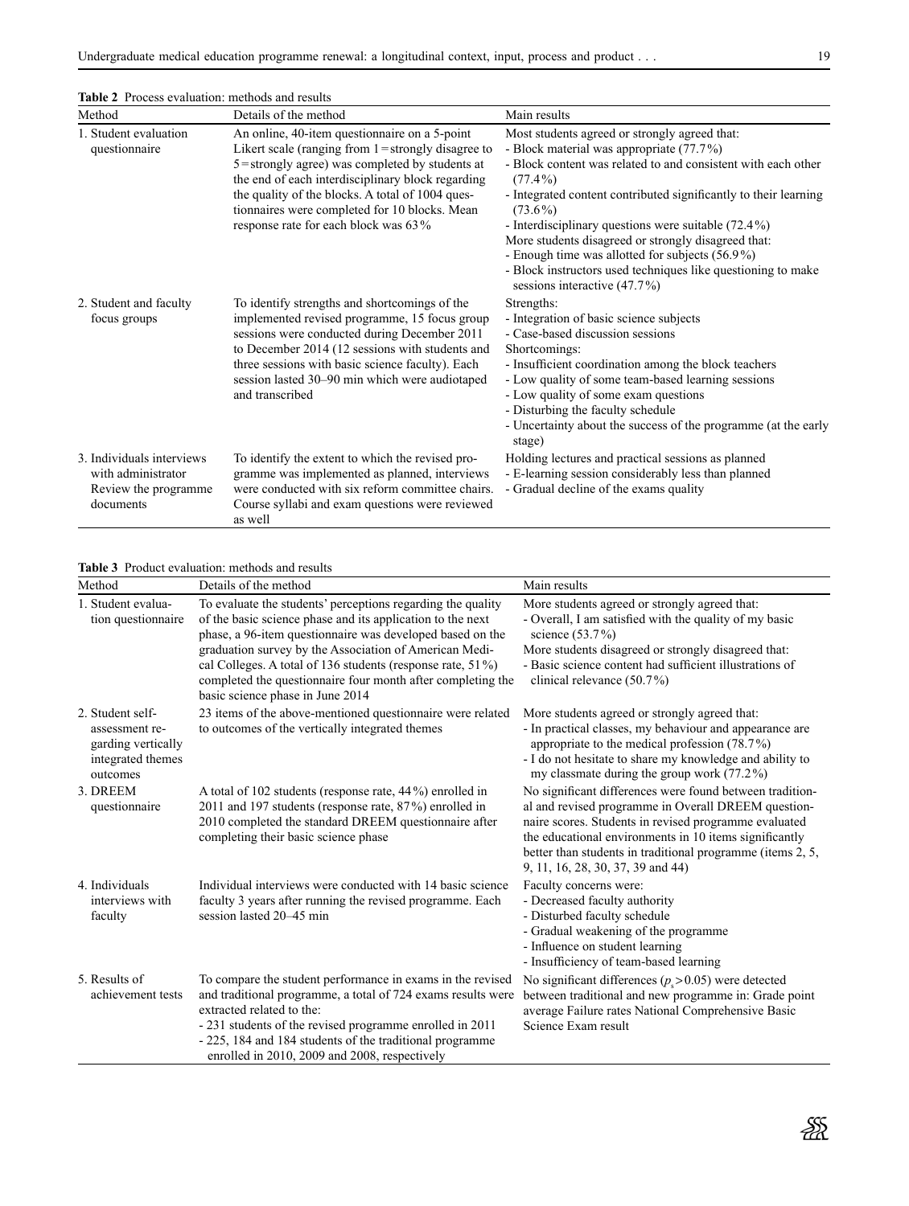**Table 2** Process evaluation: methods and results

| Method | Details of the method | Main results |
|---|---|---|
| 1. Student evaluation questionnaire | An online, 40-item questionnaire on a 5-point Likert scale (ranging from 1 = strongly disagree to 5 = strongly agree) was completed by students at the end of each interdisciplinary block regarding the quality of the blocks. A total of 1004 questionnaires were completed for 10 blocks. Mean response rate for each block was 63 % | Most students agreed or strongly agreed that:<br>- Block material was appropriate (77.7 %)<br>- Block content was related to and consistent with each other (77.4 %)<br>- Integrated content contributed significantly to their learning (73.6 %)<br>- Interdisciplinary questions were suitable (72.4 %)<br>More students disagreed or strongly disagreed that:<br>- Enough time was allotted for subjects (56.9 %)<br>- Block instructors used techniques like questioning to make sessions interactive (47.7 %) |
| 2. Student and faculty focus groups | To identify strengths and shortcomings of the implemented revised programme, 15 focus group sessions were conducted during December 2011 to December 2014 (12 sessions with students and three sessions with basic science faculty). Each session lasted 30–90 min which were audiotaped and transcribed | Strengths:<br>- Integration of basic science subjects<br>- Case-based discussion sessions<br>Shortcomings:<br>- Insufficient coordination among the block teachers<br>- Low quality of some team-based learning sessions<br>- Low quality of some exam questions<br>- Disturbing the faculty schedule<br>- Uncertainty about the success of the programme (at the early stage) |
| 3. Individuals interviews with administrator Review the programme documents | To identify the extent to which the revised programme was implemented as planned, interviews were conducted with six reform committee chairs. Course syllabi and exam questions were reviewed as well | Holding lectures and practical sessions as planned<br>- E-learning session considerably less than planned<br>- Gradual decline of the exams quality |

**Table 3** Product evaluation: methods and results

| Method | Details of the method | Main results |
|---|---|---|
| 1. Student evaluation questionnaire | To evaluate the students' perceptions regarding the quality of the basic science phase and its application to the next phase, a 96-item questionnaire was developed based on the graduation survey by the Association of American Medical Colleges. A total of 136 students (response rate, 51 %) completed the questionnaire four month after completing the basic science phase in June 2014 | More students agreed or strongly agreed that:<br>- Overall, I am satisfied with the quality of my basic science (53.7 %)<br>More students disagreed or strongly disagreed that:<br>- Basic science content had sufficient illustrations of clinical relevance (50.7 %) |
| 2. Student self-assessment regarding vertically integrated themes outcomes | 23 items of the above-mentioned questionnaire were related to outcomes of the vertically integrated themes | More students agreed or strongly agreed that:<br>- In practical classes, my behaviour and appearance are appropriate to the medical profession (78.7 %)<br>- I do not hesitate to share my knowledge and ability to my classmate during the group work (77.2 %) |
| 3. DREEM questionnaire | A total of 102 students (response rate, 44 %) enrolled in 2011 and 197 students (response rate, 87 %) enrolled in 2010 completed the standard DREEM questionnaire after completing their basic science phase | No significant differences were found between traditional and revised programme in Overall DREEM questionnaire scores. Students in revised programme evaluated the educational environments in 10 items significantly better than students in traditional programme (items 2, 5, 9, 11, 16, 28, 30, 37, 39 and 44) |
| 4. Individuals interviews with faculty | Individual interviews were conducted with 14 basic science faculty 3 years after running the revised programme. Each session lasted 20–45 min | Faculty concerns were:<br>- Decreased faculty authority<br>- Disturbed faculty schedule<br>- Gradual weakening of the programme<br>- Influence on student learning<br>- Insufficiency of team-based learning |
| 5. Results of achievement tests | To compare the student performance in exams in the revised and traditional programme, a total of 724 exams results were extracted related to the:<br>- 231 students of the revised programme enrolled in 2011<br>- 225, 184 and 184 students of the traditional programme enrolled in 2010, 2009 and 2008, respectively | No significant differences ($p_s > 0.05$) were detected between traditional and new programme in: Grade point average Failure rates National Comprehensive Basic Science Exam result |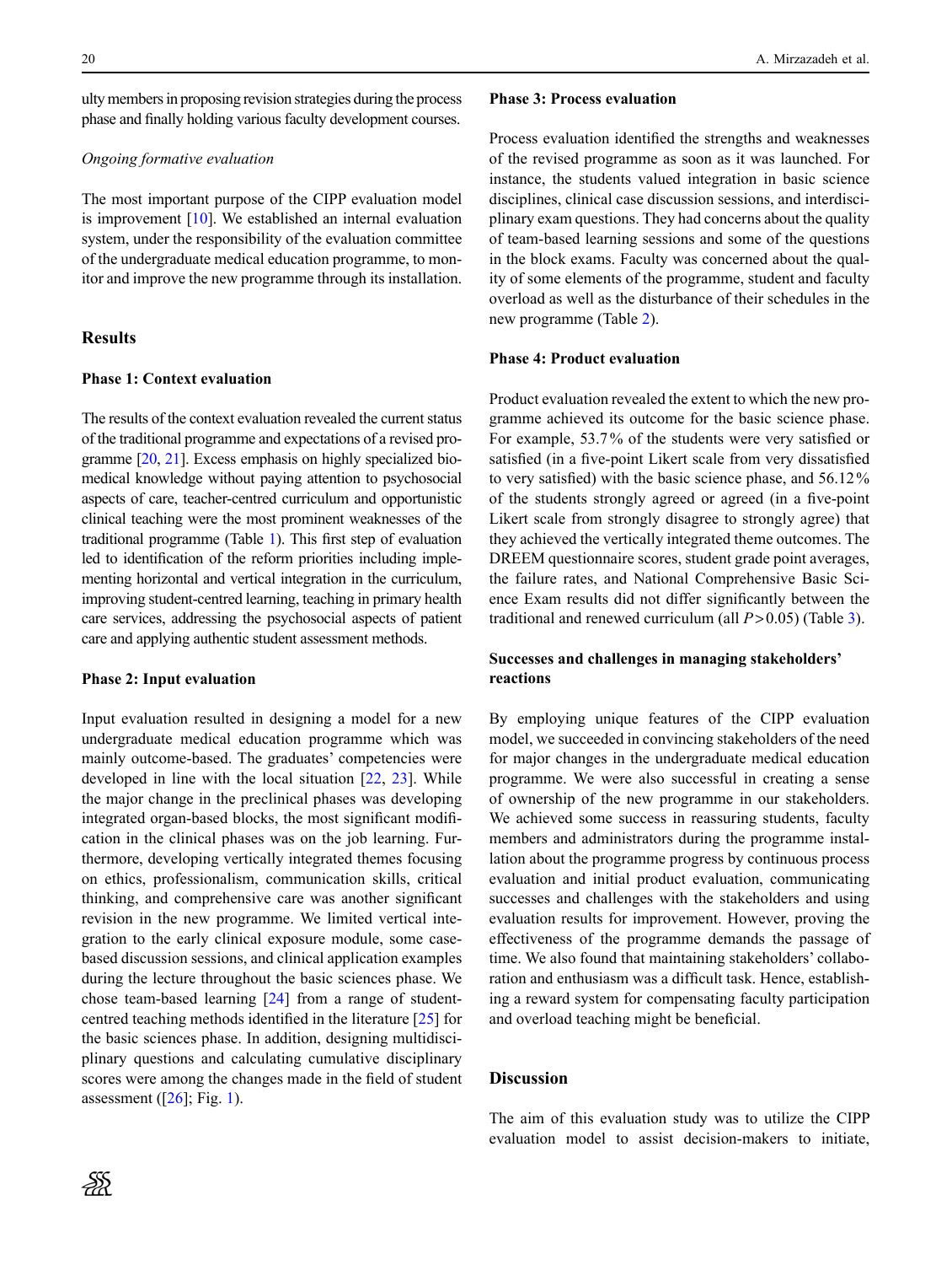ulty members in proposing revision strategies during the process phase and finally holding various faculty development courses.

*Ongoing formative evaluation*

The most important purpose of the CIPP evaluation model is improvement [10]. We established an internal evaluation system, under the responsibility of the evaluation committee of the undergraduate medical education programme, to monitor and improve the new programme through its installation.

## Results

### Phase 1: Context evaluation

The results of the context evaluation revealed the current status of the traditional programme and expectations of a revised programme [20, 21]. Excess emphasis on highly specialized biomedical knowledge without paying attention to psychosocial aspects of care, teacher-centred curriculum and opportunistic clinical teaching were the most prominent weaknesses of the traditional programme (Table 1). This first step of evaluation led to identification of the reform priorities including implementing horizontal and vertical integration in the curriculum, improving student-centred learning, teaching in primary health care services, addressing the psychosocial aspects of patient care and applying authentic student assessment methods.

### Phase 2: Input evaluation

Input evaluation resulted in designing a model for a new undergraduate medical education programme which was mainly outcome-based. The graduates' competencies were developed in line with the local situation [22, 23]. While the major change in the preclinical phases was developing integrated organ-based blocks, the most significant modification in the clinical phases was on the job learning. Furthermore, developing vertically integrated themes focusing on ethics, professionalism, communication skills, critical thinking, and comprehensive care was another significant revision in the new programme. We limited vertical integration to the early clinical exposure module, some case-based discussion sessions, and clinical application examples during the lecture throughout the basic sciences phase. We chose team-based learning [24] from a range of student-centred teaching methods identified in the literature [25] for the basic sciences phase. In addition, designing multidisciplinary questions and calculating cumulative disciplinary scores were among the changes made in the field of student assessment ([26]; Fig. 1).

### Phase 3: Process evaluation

Process evaluation identified the strengths and weaknesses of the revised programme as soon as it was launched. For instance, the students valued integration in basic science disciplines, clinical case discussion sessions, and interdisciplinary exam questions. They had concerns about the quality of team-based learning sessions and some of the questions in the block exams. Faculty was concerned about the quality of some elements of the programme, student and faculty overload as well as the disturbance of their schedules in the new programme (Table 2).

### Phase 4: Product evaluation

Product evaluation revealed the extent to which the new programme achieved its outcome for the basic science phase. For example, 53.7% of the students were very satisfied or satisfied (in a five-point Likert scale from very dissatisfied to very satisfied) with the basic science phase, and 56.12% of the students strongly agreed or agreed (in a five-point Likert scale from strongly disagree to strongly agree) that they achieved the vertically integrated theme outcomes. The DREEM questionnaire scores, student grade point averages, the failure rates, and National Comprehensive Basic Science Exam results did not differ significantly between the traditional and renewed curriculum (all $P > 0.05$) (Table 3).

### Successes and challenges in managing stakeholders' reactions

By employing unique features of the CIPP evaluation model, we succeeded in convincing stakeholders of the need for major changes in the undergraduate medical education programme. We were also successful in creating a sense of ownership of the new programme in our stakeholders. We achieved some success in reassuring students, faculty members and administrators during the programme installation about the programme progress by continuous process evaluation and initial product evaluation, communicating successes and challenges with the stakeholders and using evaluation results for improvement. However, proving the effectiveness of the programme demands the passage of time. We also found that maintaining stakeholders' collaboration and enthusiasm was a difficult task. Hence, establishing a reward system for compensating faculty participation and overload teaching might be beneficial.

## Discussion

The aim of this evaluation study was to utilize the CIPP evaluation model to assist decision-makers to initiate,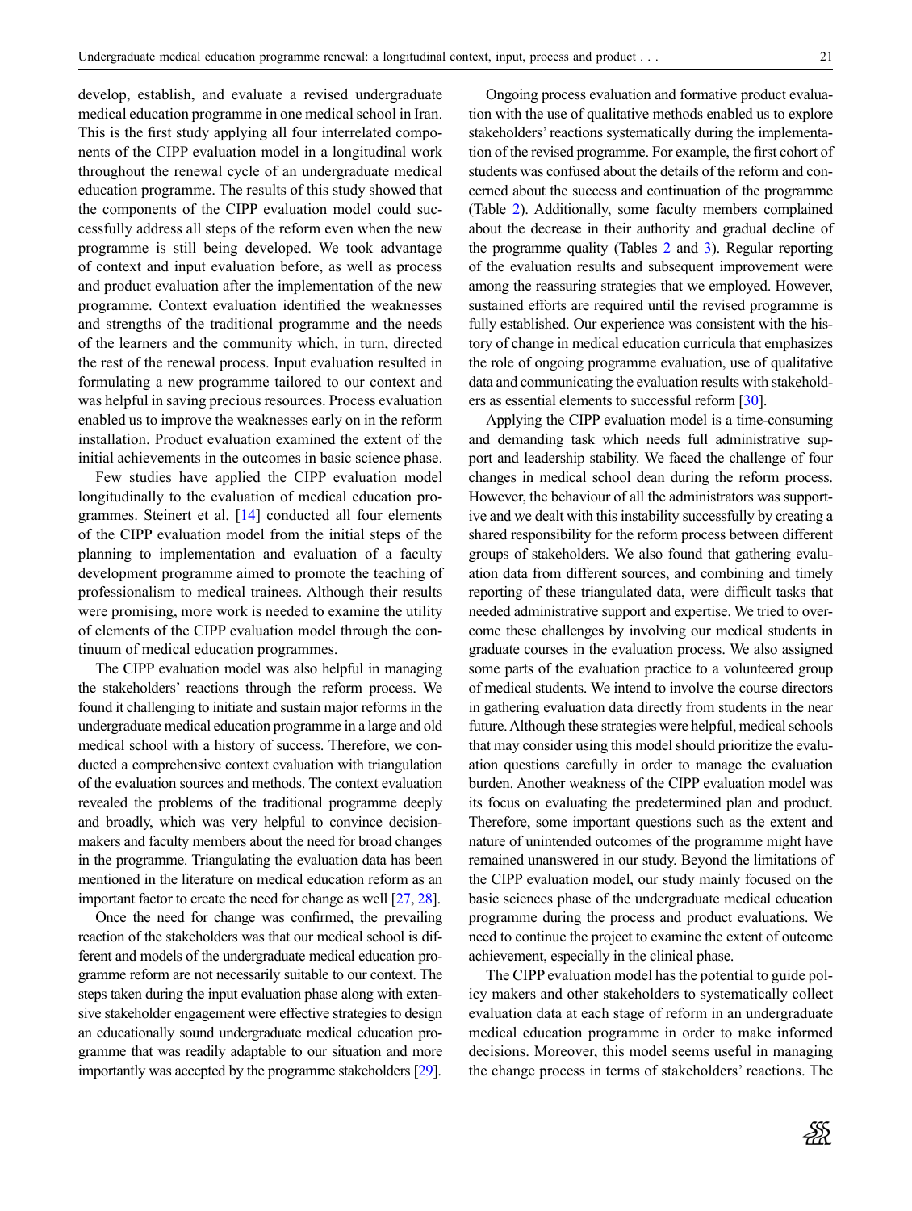develop, establish, and evaluate a revised undergraduate medical education programme in one medical school in Iran. This is the first study applying all four interrelated components of the CIPP evaluation model in a longitudinal work throughout the renewal cycle of an undergraduate medical education programme. The results of this study showed that the components of the CIPP evaluation model could successfully address all steps of the reform even when the new programme is still being developed. We took advantage of context and input evaluation before, as well as process and product evaluation after the implementation of the new programme. Context evaluation identified the weaknesses and strengths of the traditional programme and the needs of the learners and the community which, in turn, directed the rest of the renewal process. Input evaluation resulted in formulating a new programme tailored to our context and was helpful in saving precious resources. Process evaluation enabled us to improve the weaknesses early on in the reform installation. Product evaluation examined the extent of the initial achievements in the outcomes in basic science phase.

Few studies have applied the CIPP evaluation model longitudinally to the evaluation of medical education programmes. Steinert et al. [14] conducted all four elements of the CIPP evaluation model from the initial steps of the planning to implementation and evaluation of a faculty development programme aimed to promote the teaching of professionalism to medical trainees. Although their results were promising, more work is needed to examine the utility of elements of the CIPP evaluation model through the continuum of medical education programmes.

The CIPP evaluation model was also helpful in managing the stakeholders' reactions through the reform process. We found it challenging to initiate and sustain major reforms in the undergraduate medical education programme in a large and old medical school with a history of success. Therefore, we conducted a comprehensive context evaluation with triangulation of the evaluation sources and methods. The context evaluation revealed the problems of the traditional programme deeply and broadly, which was very helpful to convince decision-makers and faculty members about the need for broad changes in the programme. Triangulating the evaluation data has been mentioned in the literature on medical education reform as an important factor to create the need for change as well [27, 28].

Once the need for change was confirmed, the prevailing reaction of the stakeholders was that our medical school is different and models of the undergraduate medical education programme reform are not necessarily suitable to our context. The steps taken during the input evaluation phase along with extensive stakeholder engagement were effective strategies to design an educationally sound undergraduate medical education programme that was readily adaptable to our situation and more importantly was accepted by the programme stakeholders [29].

Ongoing process evaluation and formative product evaluation with the use of qualitative methods enabled us to explore stakeholders' reactions systematically during the implementation of the revised programme. For example, the first cohort of students was confused about the details of the reform and concerned about the success and continuation of the programme (Table 2). Additionally, some faculty members complained about the decrease in their authority and gradual decline of the programme quality (Tables 2 and 3). Regular reporting of the evaluation results and subsequent improvement were among the reassuring strategies that we employed. However, sustained efforts are required until the revised programme is fully established. Our experience was consistent with the history of change in medical education curricula that emphasizes the role of ongoing programme evaluation, use of qualitative data and communicating the evaluation results with stakeholders as essential elements to successful reform [30].

Applying the CIPP evaluation model is a time-consuming and demanding task which needs full administrative support and leadership stability. We faced the challenge of four changes in medical school dean during the reform process. However, the behaviour of all the administrators was supportive and we dealt with this instability successfully by creating a shared responsibility for the reform process between different groups of stakeholders. We also found that gathering evaluation data from different sources, and combining and timely reporting of these triangulated data, were difficult tasks that needed administrative support and expertise. We tried to overcome these challenges by involving our medical students in graduate courses in the evaluation process. We also assigned some parts of the evaluation practice to a volunteered group of medical students. We intend to involve the course directors in gathering evaluation data directly from students in the near future. Although these strategies were helpful, medical schools that may consider using this model should prioritize the evaluation questions carefully in order to manage the evaluation burden. Another weakness of the CIPP evaluation model was its focus on evaluating the predetermined plan and product. Therefore, some important questions such as the extent and nature of unintended outcomes of the programme might have remained unanswered in our study. Beyond the limitations of the CIPP evaluation model, our study mainly focused on the basic sciences phase of the undergraduate medical education programme during the process and product evaluations. We need to continue the project to examine the extent of outcome achievement, especially in the clinical phase.

The CIPP evaluation model has the potential to guide policy makers and other stakeholders to systematically collect evaluation data at each stage of reform in an undergraduate medical education programme in order to make informed decisions. Moreover, this model seems useful in managing the change process in terms of stakeholders' reactions. The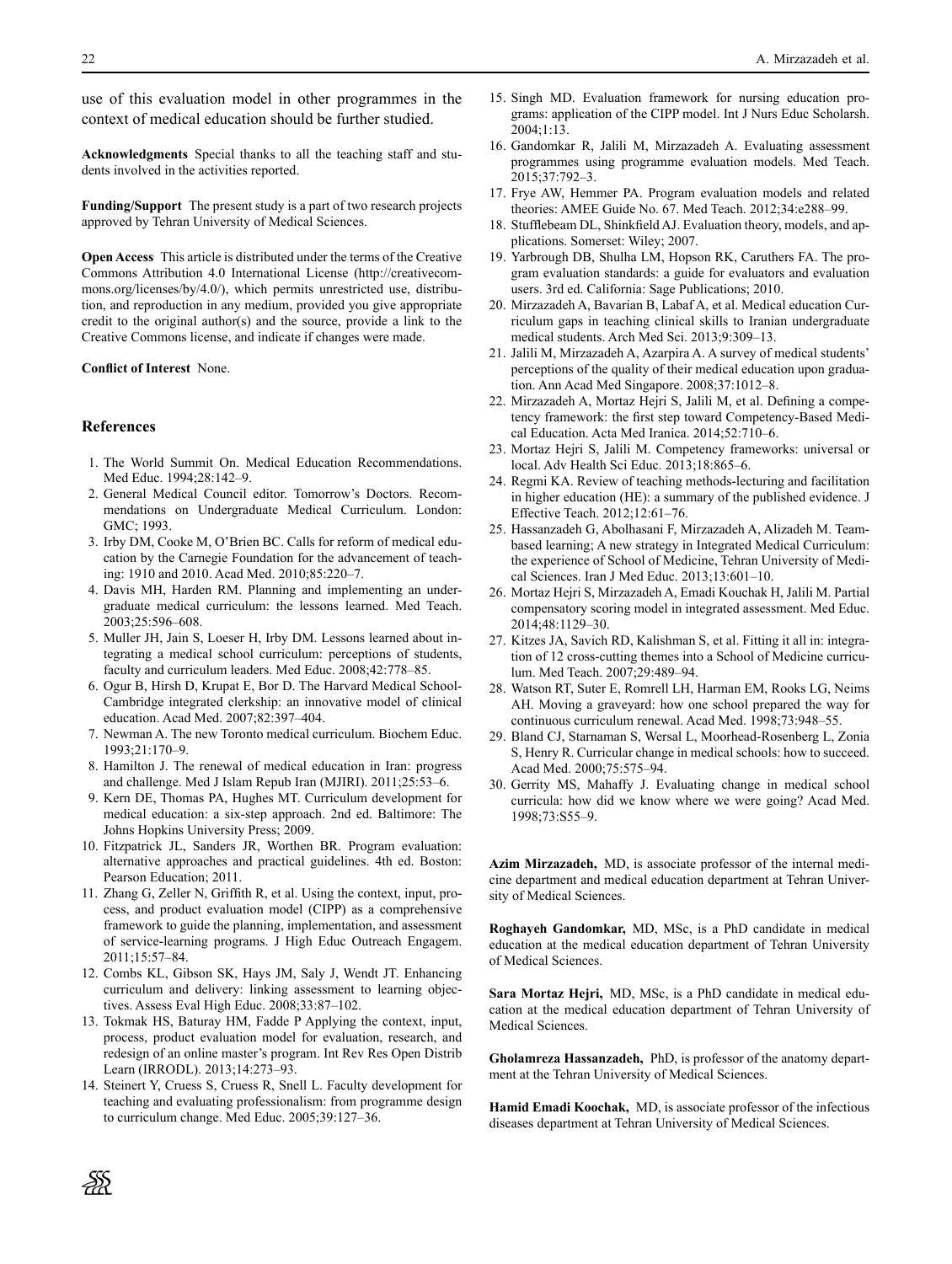use of this evaluation model in other programmes in the context of medical education should be further studied.

**Acknowledgments** Special thanks to all the teaching staff and students involved in the activities reported.

**Funding/Support** The present study is a part of two research projects approved by Tehran University of Medical Sciences.

**Open Access** This article is distributed under the terms of the Creative Commons Attribution 4.0 International License (http://creativecommons.org/licenses/by/4.0/), which permits unrestricted use, distribution, and reproduction in any medium, provided you give appropriate credit to the original author(s) and the source, provide a link to the Creative Commons license, and indicate if changes were made.

**Conflict of Interest** None.

## References

1. The World Summit On. Medical Education Recommendations. Med Educ. 1994;28:142–9.
2. General Medical Council editor. Tomorrow's Doctors. Recommendations on Undergraduate Medical Curriculum. London: GMC; 1993.
3. Irby DM, Cooke M, O'Brien BC. Calls for reform of medical education by the Carnegie Foundation for the advancement of teaching: 1910 and 2010. Acad Med. 2010;85:220–7.
4. Davis MH, Harden RM. Planning and implementing an undergraduate medical curriculum: the lessons learned. Med Teach. 2003;25:596–608.
5. Muller JH, Jain S, Loeser H, Irby DM. Lessons learned about integrating a medical school curriculum: perceptions of students, faculty and curriculum leaders. Med Educ. 2008;42:778–85.
6. Ogur B, Hirsh D, Krupat E, Bor D. The Harvard Medical School-Cambridge integrated clerkship: an innovative model of clinical education. Acad Med. 2007;82:397–404.
7. Newman A. The new Toronto medical curriculum. Biochem Educ. 1993;21:170–9.
8. Hamilton J. The renewal of medical education in Iran: progress and challenge. Med J Islam Repub Iran (MJIRI). 2011;25:53–6.
9. Kern DE, Thomas PA, Hughes MT. Curriculum development for medical education: a six-step approach. 2nd ed. Baltimore: The Johns Hopkins University Press; 2009.
10. Fitzpatrick JL, Sanders JR, Worthen BR. Program evaluation: alternative approaches and practical guidelines. 4th ed. Boston: Pearson Education; 2011.
11. Zhang G, Zeller N, Griffith R, et al. Using the context, input, process, and product evaluation model (CIPP) as a comprehensive framework to guide the planning, implementation, and assessment of service-learning programs. J High Educ Outreach Engagem. 2011;15:57–84.
12. Combs KL, Gibson SK, Hays JM, Saly J, Wendt JT. Enhancing curriculum and delivery: linking assessment to learning objectives. Assess Eval High Educ. 2008;33:87–102.
13. Tokmak HS, Baturay HM, Fadde P Applying the context, input, process, product evaluation model for evaluation, research, and redesign of an online master's program. Int Rev Res Open Distrib Learn (IRRODL). 2013;14:273–93.
14. Steinert Y, Cruess S, Cruess R, Snell L. Faculty development for teaching and evaluating professionalism: from programme design to curriculum change. Med Educ. 2005;39:127–36.
15. Singh MD. Evaluation framework for nursing education programs: application of the CIPP model. Int J Nurs Educ Scholarsh. 2004;1:13.
16. Gandomkar R, Jalili M, Mirzazadeh A. Evaluating assessment programmes using programme evaluation models. Med Teach. 2015;37:792–3.
17. Frye AW, Hemmer PA. Program evaluation models and related theories: AMEE Guide No. 67. Med Teach. 2012;34:e288–99.
18. Stufflebeam DL, Shinkfield AJ. Evaluation theory, models, and applications. Somerset: Wiley; 2007.
19. Yarbrough DB, Shulha LM, Hopson RK, Caruthers FA. The program evaluation standards: a guide for evaluators and evaluation users. 3rd ed. California: Sage Publications; 2010.
20. Mirzazadeh A, Bavarian B, Labaf A, et al. Medical education Curriculum gaps in teaching clinical skills to Iranian undergraduate medical students. Arch Med Sci. 2013;9:309–13.
21. Jalili M, Mirzazadeh A, Azarpira A. A survey of medical students' perceptions of the quality of their medical education upon graduation. Ann Acad Med Singapore. 2008;37:1012–8.
22. Mirzazadeh A, Mortaz Hejri S, Jalili M, et al. Defining a competency framework: the first step toward Competency-Based Medical Education. Acta Med Iranica. 2014;52:710–6.
23. Mortaz Hejri S, Jalili M. Competency frameworks: universal or local. Adv Health Sci Educ. 2013;18:865–6.
24. Regmi KA. Review of teaching methods-lecturing and facilitation in higher education (HE): a summary of the published evidence. J Effective Teach. 2012;12:61–76.
25. Hassanzadeh G, Abolhasani F, Mirzazadeh A, Alizadeh M. Team-based learning; A new strategy in Integrated Medical Curriculum: the experience of School of Medicine, Tehran University of Medical Sciences. Iran J Med Educ. 2013;13:601–10.
26. Mortaz Hejri S, Mirzazadeh A, Emadi Kouchak H, Jalili M. Partial compensatory scoring model in integrated assessment. Med Educ. 2014;48:1129–30.
27. Kitzes JA, Savich RD, Kalishman S, et al. Fitting it all in: integration of 12 cross-cutting themes into a School of Medicine curriculum. Med Teach. 2007;29:489–94.
28. Watson RT, Suter E, Romrell LH, Harman EM, Rooks LG, Neims AH. Moving a graveyard: how one school prepared the way for continuous curriculum renewal. Acad Med. 1998;73:948–55.
29. Bland CJ, Starnaman S, Wersal L, Moorhead-Rosenberg L, Zonia S, Henry R. Curricular change in medical schools: how to succeed. Acad Med. 2000;75:575–94.
30. Gerrity MS, Mahaffy J. Evaluating change in medical school curricula: how did we know where we were going? Acad Med. 1998;73:S55–9.

**Azim Mirzazadeh,** MD, is associate professor of the internal medicine department and medical education department at Tehran University of Medical Sciences.

**Roghayeh Gandomkar,** MD, MSc, is a PhD candidate in medical education at the medical education department of Tehran University of Medical Sciences.

**Sara Mortaz Hejri,** MD, MSc, is a PhD candidate in medical education at the medical education department of Tehran University of Medical Sciences.

**Gholamreza Hassanzadeh,** PhD, is professor of the anatomy department at the Tehran University of Medical Sciences.

**Hamid Emadi Koochak,** MD, is associate professor of the infectious diseases department at Tehran University of Medical Sciences.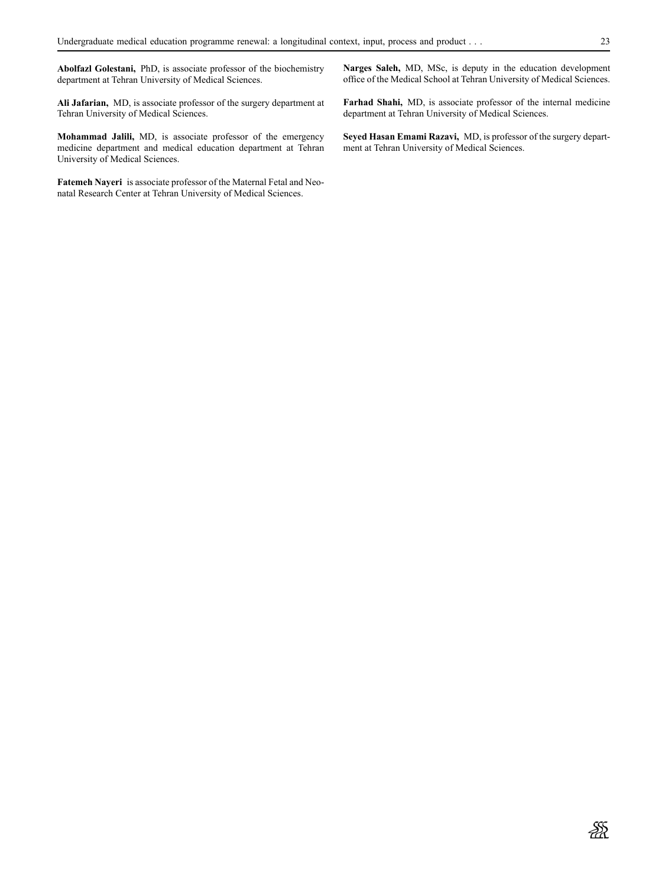**Abolfazl Golestani,** PhD, is associate professor of the biochemistry department at Tehran University of Medical Sciences.

**Ali Jafarian,** MD, is associate professor of the surgery department at Tehran University of Medical Sciences.

**Mohammad Jalili,** MD, is associate professor of the emergency medicine department and medical education department at Tehran University of Medical Sciences.

**Fatemeh Nayeri** is associate professor of the Maternal Fetal and Neonatal Research Center at Tehran University of Medical Sciences.

**Narges Saleh,** MD, MSc, is deputy in the education development office of the Medical School at Tehran University of Medical Sciences.

**Farhad Shahi,** MD, is associate professor of the internal medicine department at Tehran University of Medical Sciences.

**Seyed Hasan Emami Razavi,** MD, is professor of the surgery department at Tehran University of Medical Sciences.